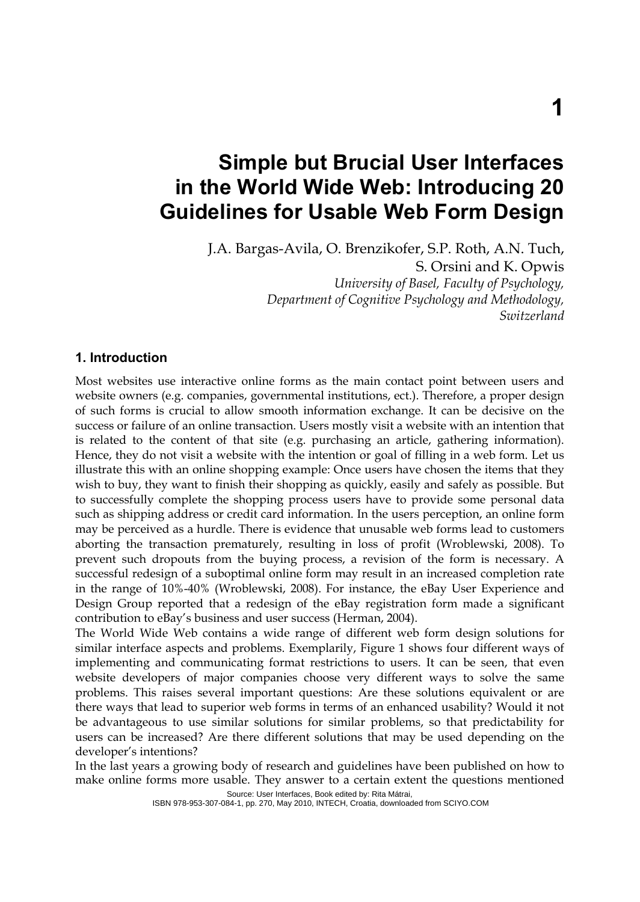# Simple but Brucial User Interfaces in the World Wide Web: Introducing 20 Guidelines for Usable Web Form Design

J.A. Bargas-Avila, O. Brenzikofer, S.P. Roth, A.N. Tuch, S. Orsini and K. Opwis

*University of Basel, Faculty of Psychology, Department of Cognitive Psychology and Methodology, Switzerland*

## 1. Introduction

Most websites use interactive online forms as the main contact point between users and website owners (e.g. companies, governmental institutions, ect.). Therefore, a proper design of such forms is crucial to allow smooth information exchange. It can be decisive on the success or failure of an online transaction. Users mostly visit a website with an intention that is related to the content of that site (e.g. purchasing an article, gathering information). Hence, they do not visit a website with the intention or goal of filling in a web form. Let us illustrate this with an online shopping example: Once users have chosen the items that they wish to buy, they want to finish their shopping as quickly, easily and safely as possible. But to successfully complete the shopping process users have to provide some personal data such as shipping address or credit card information. In the users perception, an online form may be perceived as a hurdle. There is evidence that unusable web forms lead to customers aborting the transaction prematurely, resulting in loss of profit (Wroblewski, 2008). To prevent such dropouts from the buying process, a revision of the form is necessary. A successful redesign of a suboptimal online form may result in an increased completion rate in the range of 10%-40% (Wroblewski, 2008). For instance, the eBay User Experience and Design Group reported that a redesign of the eBay registration form made a significant contribution to eBay's business and user success (Herman, 2004).

The World Wide Web contains a wide range of different web form design solutions for similar interface aspects and problems. Exemplarily, Figure 1 shows four different ways of implementing and communicating format restrictions to users. It can be seen, that even website developers of major companies choose very different ways to solve the same problems. This raises several important questions: Are these solutions equivalent or are there ways that lead to superior web forms in terms of an enhanced usability? Would it not be advantageous to use similar solutions for similar problems, so that predictability for users can be increased? Are there different solutions that may be used depending on the developer's intentions?

In the last years a growing body of research and guidelines have been published on how to make online forms more usable. They answer to a certain extent the questions mentioned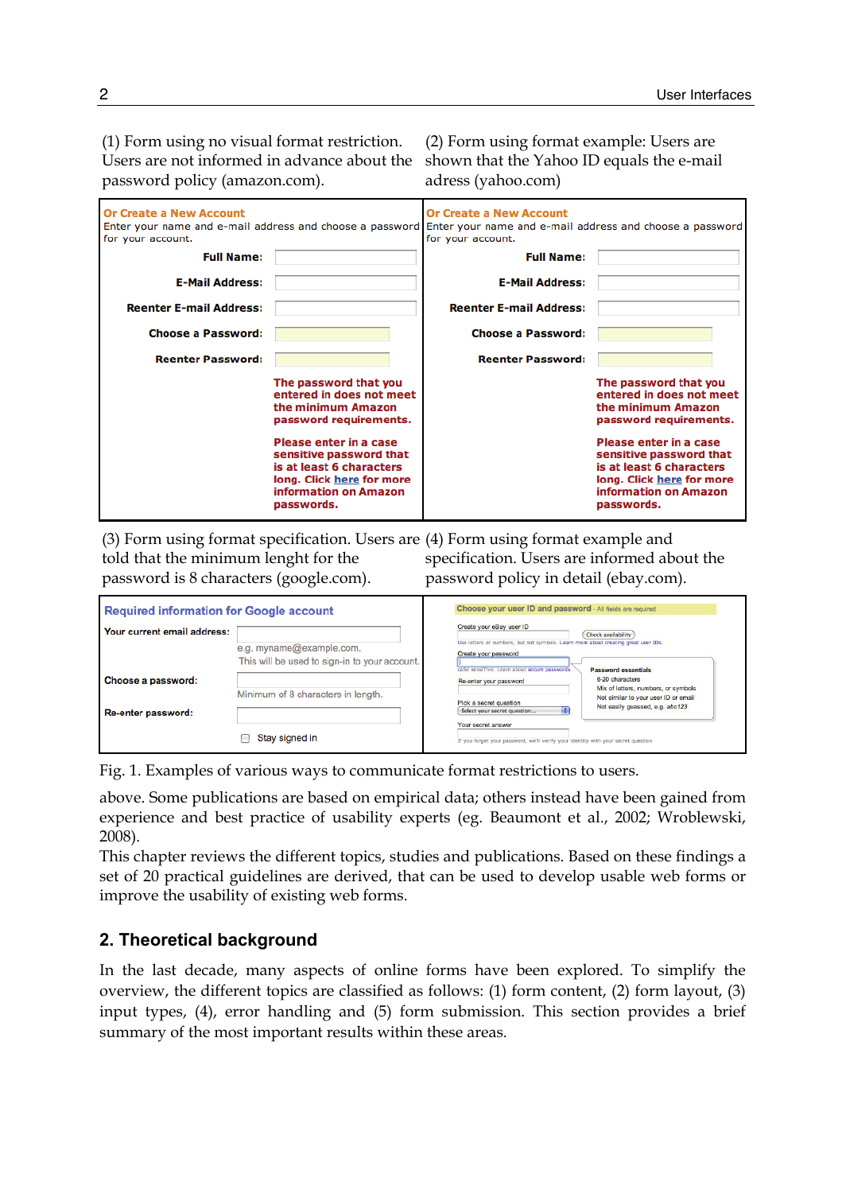(1) Form using no visual format restriction. Users are not informed in advance about the password policy (amazon.com).

**Or Create a New Account**
Enter your name and e-mail address and choose a password for your account.

**Full Name:**

**E-Mail Address:**

**Reenter E-mail Address:**

**Choose a Password:**

**Reenter Password:**

**The password that you entered in does not meet the minimum Amazon password requirements.**

**Please enter in a case sensitive password that is at least 6 characters long. Click here for more information on Amazon passwords.**

(2) Form using format example: Users are shown that the Yahoo ID equals the e-mail adress (yahoo.com)

**Or Create a New Account**
Enter your name and e-mail address and choose a password for your account.

**Full Name:**

**E-Mail Address:**

**Reenter E-mail Address:**

**Choose a Password:**

**Reenter Password:**

**The password that you entered in does not meet the minimum Amazon password requirements.**

**Please enter in a case sensitive password that is at least 6 characters long. Click here for more information on Amazon passwords.**

(3) Form using format specification. Users are told that the minimum lenght for the password is 8 characters (google.com).

**Required information for Google account**

**Your current email address:**
e.g. myname@example.com.
This will be used to sign-in to your account.

**Choose a password:**
Minimum of 8 characters in length.

**Re-enter password:**

Stay signed in

(4) Form using format example and specification. Users are informed about the password policy in detail (ebay.com).

**Choose your user ID and password** - All fields are required

Create your eBay user ID
Check availability
Use letters or numbers, but not symbols. Learn more about creating great user IDs.

Create your password
case sensitive. Learn about secure passwords.

Re-enter your password

Pick a secret question
Select your secret question...

Your secret answer
If you forget your password, we'll verify your identity with your secret question

**Password essentials**
6-20 characters
Mix of letters, numbers, or symbols
Not similar to your user ID or email
Not easily guessed, e.g. *abc123*

Fig. 1. Examples of various ways to communicate format restrictions to users.

above. Some publications are based on empirical data; others instead have been gained from experience and best practice of usability experts (eg. Beaumont et al., 2002; Wroblewski, 2008).
This chapter reviews the different topics, studies and publications. Based on these findings a set of 20 practical guidelines are derived, that can be used to develop usable web forms or improve the usability of existing web forms.

## 2. Theoretical background

In the last decade, many aspects of online forms have been explored. To simplify the overview, the different topics are classified as follows: (1) form content, (2) form layout, (3) input types, (4), error handling and (5) form submission. This section provides a brief summary of the most important results within these areas.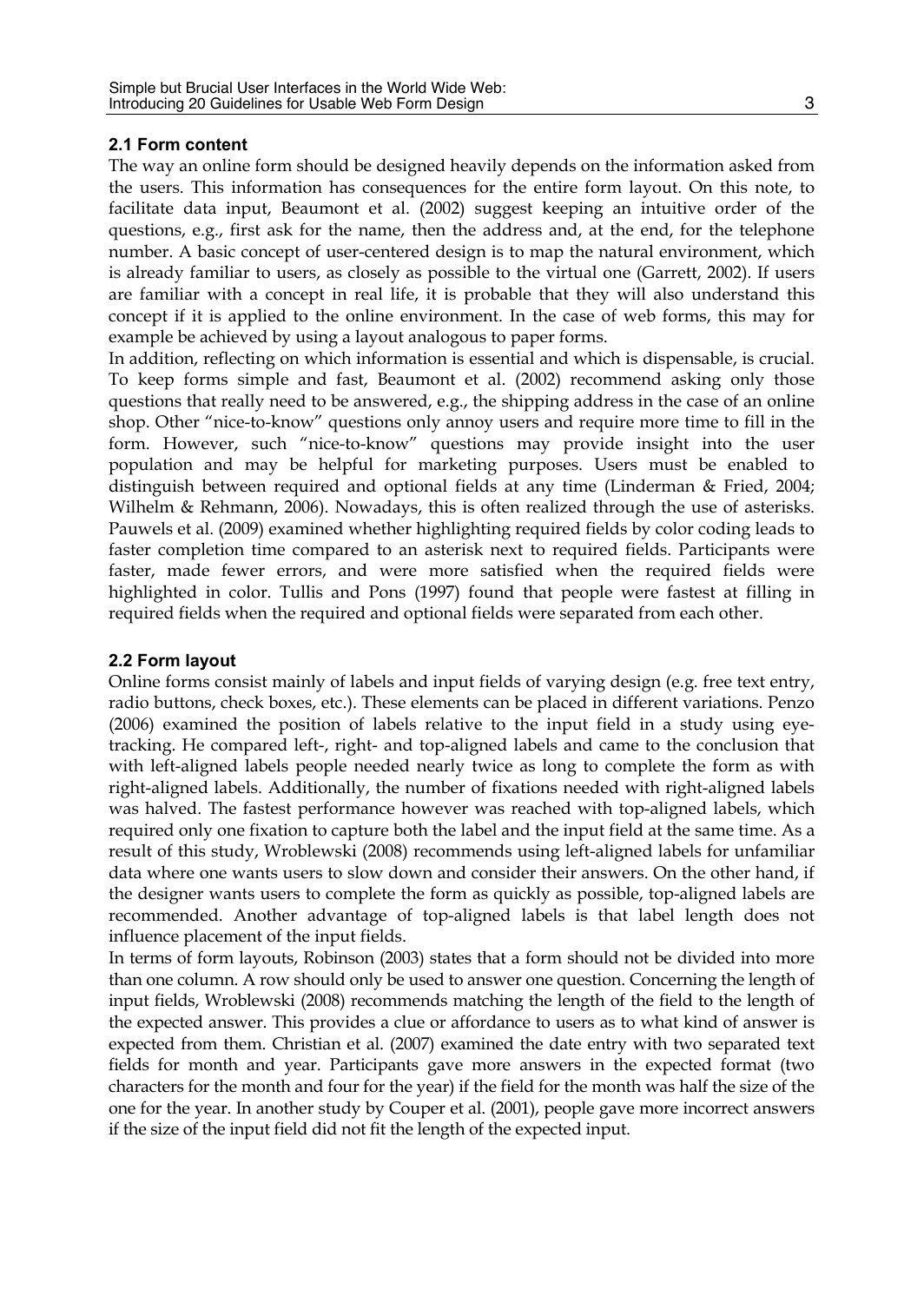### 2.1 Form content

The way an online form should be designed heavily depends on the information asked from the users. This information has consequences for the entire form layout. On this note, to facilitate data input, Beaumont et al. (2002) suggest keeping an intuitive order of the questions, e.g., first ask for the name, then the address and, at the end, for the telephone number. A basic concept of user-centered design is to map the natural environment, which is already familiar to users, as closely as possible to the virtual one (Garrett, 2002). If users are familiar with a concept in real life, it is probable that they will also understand this concept if it is applied to the online environment. In the case of web forms, this may for example be achieved by using a layout analogous to paper forms.

In addition, reflecting on which information is essential and which is dispensable, is crucial. To keep forms simple and fast, Beaumont et al. (2002) recommend asking only those questions that really need to be answered, e.g., the shipping address in the case of an online shop. Other "nice-to-know" questions only annoy users and require more time to fill in the form. However, such "nice-to-know" questions may provide insight into the user population and may be helpful for marketing purposes. Users must be enabled to distinguish between required and optional fields at any time (Linderman & Fried, 2004; Wilhelm & Rehmann, 2006). Nowadays, this is often realized through the use of asterisks. Pauwels et al. (2009) examined whether highlighting required fields by color coding leads to faster completion time compared to an asterisk next to required fields. Participants were faster, made fewer errors, and were more satisfied when the required fields were highlighted in color. Tullis and Pons (1997) found that people were fastest at filling in required fields when the required and optional fields were separated from each other.

### 2.2 Form layout

Online forms consist mainly of labels and input fields of varying design (e.g. free text entry, radio buttons, check boxes, etc.). These elements can be placed in different variations. Penzo (2006) examined the position of labels relative to the input field in a study using eye-tracking. He compared left-, right- and top-aligned labels and came to the conclusion that with left-aligned labels people needed nearly twice as long to complete the form as with right-aligned labels. Additionally, the number of fixations needed with right-aligned labels was halved. The fastest performance however was reached with top-aligned labels, which required only one fixation to capture both the label and the input field at the same time. As a result of this study, Wroblewski (2008) recommends using left-aligned labels for unfamiliar data where one wants users to slow down and consider their answers. On the other hand, if the designer wants users to complete the form as quickly as possible, top-aligned labels are recommended. Another advantage of top-aligned labels is that label length does not influence placement of the input fields.

In terms of form layouts, Robinson (2003) states that a form should not be divided into more than one column. A row should only be used to answer one question. Concerning the length of input fields, Wroblewski (2008) recommends matching the length of the field to the length of the expected answer. This provides a clue or affordance to users as to what kind of answer is expected from them. Christian et al. (2007) examined the date entry with two separated text fields for month and year. Participants gave more answers in the expected format (two characters for the month and four for the year) if the field for the month was half the size of the one for the year. In another study by Couper et al. (2001), people gave more incorrect answers if the size of the input field did not fit the length of the expected input.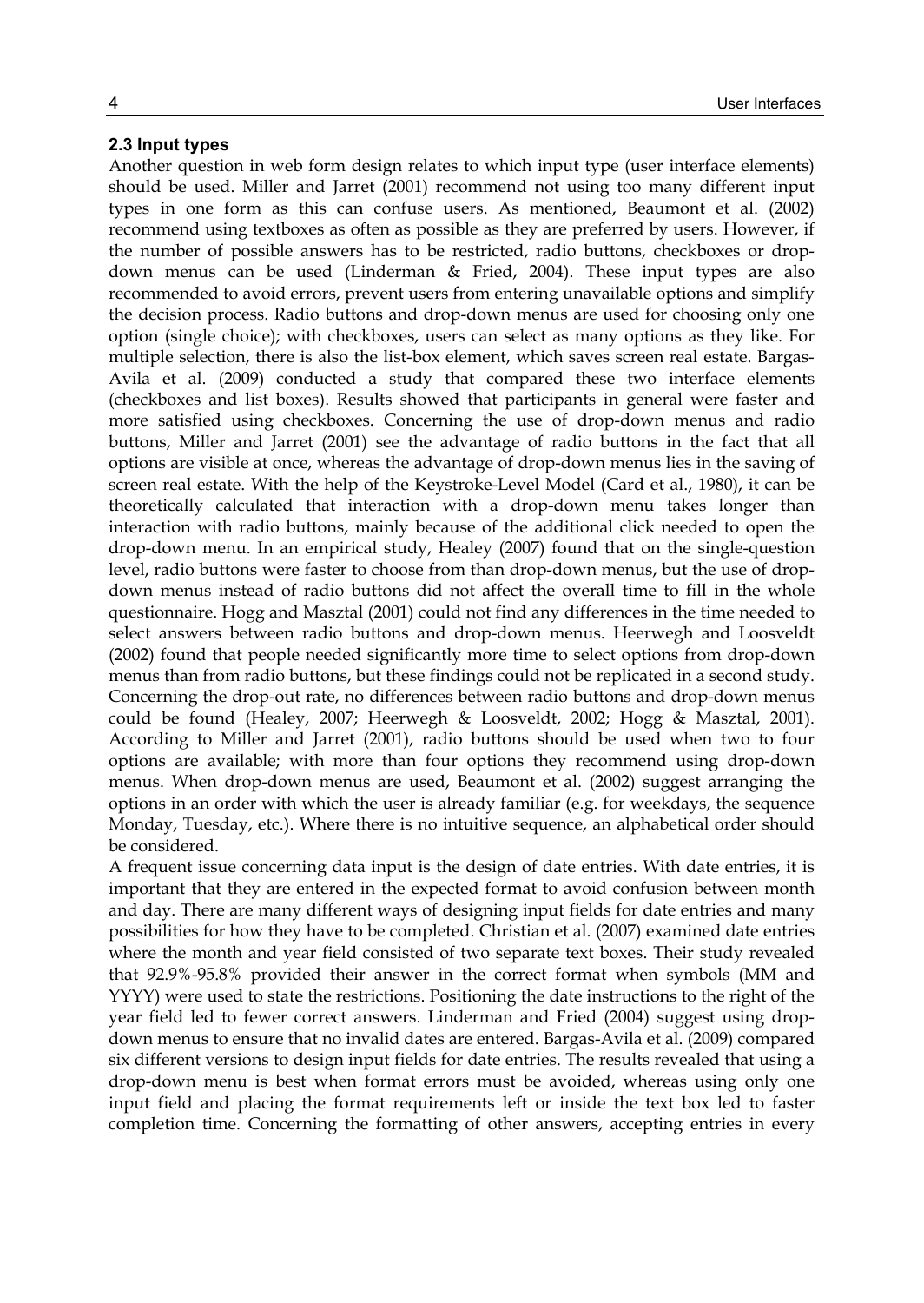### 2.3 Input types

Another question in web form design relates to which input type (user interface elements) should be used. Miller and Jarret (2001) recommend not using too many different input types in one form as this can confuse users. As mentioned, Beaumont et al. (2002) recommend using textboxes as often as possible as they are preferred by users. However, if the number of possible answers has to be restricted, radio buttons, checkboxes or drop-down menus can be used (Linderman & Fried, 2004). These input types are also recommended to avoid errors, prevent users from entering unavailable options and simplify the decision process. Radio buttons and drop-down menus are used for choosing only one option (single choice); with checkboxes, users can select as many options as they like. For multiple selection, there is also the list-box element, which saves screen real estate. Bargas-Avila et al. (2009) conducted a study that compared these two interface elements (checkboxes and list boxes). Results showed that participants in general were faster and more satisfied using checkboxes. Concerning the use of drop-down menus and radio buttons, Miller and Jarret (2001) see the advantage of radio buttons in the fact that all options are visible at once, whereas the advantage of drop-down menus lies in the saving of screen real estate. With the help of the Keystroke-Level Model (Card et al., 1980), it can be theoretically calculated that interaction with a drop-down menu takes longer than interaction with radio buttons, mainly because of the additional click needed to open the drop-down menu. In an empirical study, Healey (2007) found that on the single-question level, radio buttons were faster to choose from than drop-down menus, but the use of drop-down menus instead of radio buttons did not affect the overall time to fill in the whole questionnaire. Hogg and Masztal (2001) could not find any differences in the time needed to select answers between radio buttons and drop-down menus. Heerwegh and Loosveldt (2002) found that people needed significantly more time to select options from drop-down menus than from radio buttons, but these findings could not be replicated in a second study. Concerning the drop-out rate, no differences between radio buttons and drop-down menus could be found (Healey, 2007; Heerwegh & Loosveldt, 2002; Hogg & Masztal, 2001). According to Miller and Jarret (2001), radio buttons should be used when two to four options are available; with more than four options they recommend using drop-down menus. When drop-down menus are used, Beaumont et al. (2002) suggest arranging the options in an order with which the user is already familiar (e.g. for weekdays, the sequence Monday, Tuesday, etc.). Where there is no intuitive sequence, an alphabetical order should be considered.

A frequent issue concerning data input is the design of date entries. With date entries, it is important that they are entered in the expected format to avoid confusion between month and day. There are many different ways of designing input fields for date entries and many possibilities for how they have to be completed. Christian et al. (2007) examined date entries where the month and year field consisted of two separate text boxes. Their study revealed that 92.9%-95.8% provided their answer in the correct format when symbols (MM and YYYY) were used to state the restrictions. Positioning the date instructions to the right of the year field led to fewer correct answers. Linderman and Fried (2004) suggest using drop-down menus to ensure that no invalid dates are entered. Bargas-Avila et al. (2009) compared six different versions to design input fields for date entries. The results revealed that using a drop-down menu is best when format errors must be avoided, whereas using only one input field and placing the format requirements left or inside the text box led to faster completion time. Concerning the formatting of other answers, accepting entries in every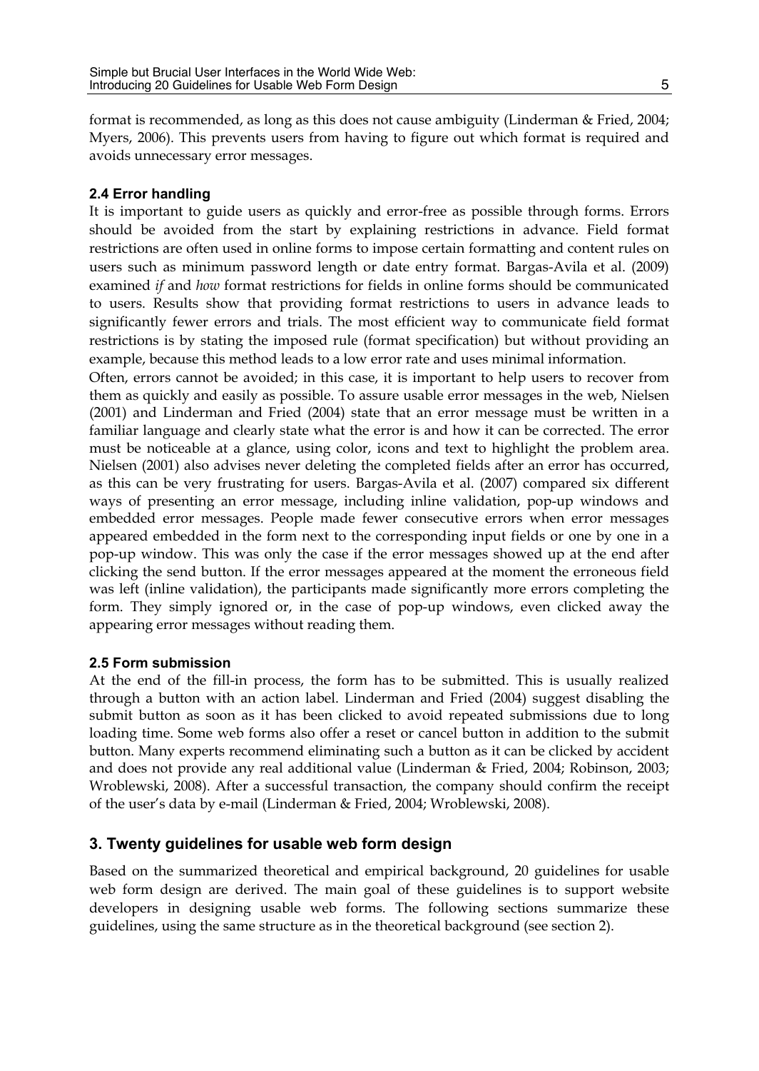format is recommended, as long as this does not cause ambiguity (Linderman & Fried, 2004; Myers, 2006). This prevents users from having to figure out which format is required and avoids unnecessary error messages.

### 2.4 Error handling

It is important to guide users as quickly and error-free as possible through forms. Errors should be avoided from the start by explaining restrictions in advance. Field format restrictions are often used in online forms to impose certain formatting and content rules on users such as minimum password length or date entry format. Bargas-Avila et al. (2009) examined *if* and *how* format restrictions for fields in online forms should be communicated to users. Results show that providing format restrictions to users in advance leads to significantly fewer errors and trials. The most efficient way to communicate field format restrictions is by stating the imposed rule (format specification) but without providing an example, because this method leads to a low error rate and uses minimal information.

Often, errors cannot be avoided; in this case, it is important to help users to recover from them as quickly and easily as possible. To assure usable error messages in the web, Nielsen (2001) and Linderman and Fried (2004) state that an error message must be written in a familiar language and clearly state what the error is and how it can be corrected. The error must be noticeable at a glance, using color, icons and text to highlight the problem area. Nielsen (2001) also advises never deleting the completed fields after an error has occurred, as this can be very frustrating for users. Bargas-Avila et al. (2007) compared six different ways of presenting an error message, including inline validation, pop-up windows and embedded error messages. People made fewer consecutive errors when error messages appeared embedded in the form next to the corresponding input fields or one by one in a pop-up window. This was only the case if the error messages showed up at the end after clicking the send button. If the error messages appeared at the moment the erroneous field was left (inline validation), the participants made significantly more errors completing the form. They simply ignored or, in the case of pop-up windows, even clicked away the appearing error messages without reading them.

### 2.5 Form submission

At the end of the fill-in process, the form has to be submitted. This is usually realized through a button with an action label. Linderman and Fried (2004) suggest disabling the submit button as soon as it has been clicked to avoid repeated submissions due to long loading time. Some web forms also offer a reset or cancel button in addition to the submit button. Many experts recommend eliminating such a button as it can be clicked by accident and does not provide any real additional value (Linderman & Fried, 2004; Robinson, 2003; Wroblewski, 2008). After a successful transaction, the company should confirm the receipt of the user's data by e-mail (Linderman & Fried, 2004; Wroblewski, 2008).

## 3. Twenty guidelines for usable web form design

Based on the summarized theoretical and empirical background, 20 guidelines for usable web form design are derived. The main goal of these guidelines is to support website developers in designing usable web forms. The following sections summarize these guidelines, using the same structure as in the theoretical background (see section 2).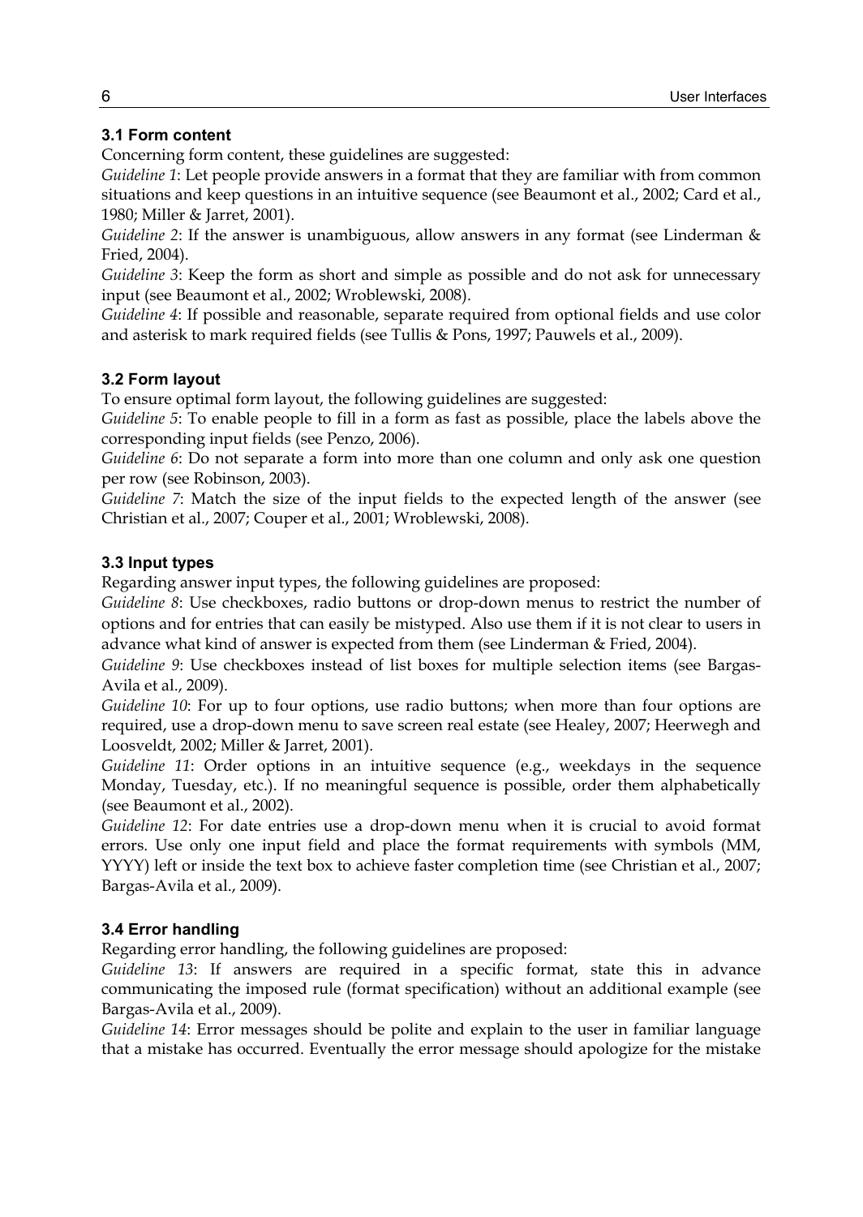### 3.1 Form content

Concerning form content, these guidelines are suggested:

*Guideline 1*: Let people provide answers in a format that they are familiar with from common situations and keep questions in an intuitive sequence (see Beaumont et al., 2002; Card et al., 1980; Miller & Jarret, 2001).

*Guideline 2*: If the answer is unambiguous, allow answers in any format (see Linderman & Fried, 2004).

*Guideline 3*: Keep the form as short and simple as possible and do not ask for unnecessary input (see Beaumont et al., 2002; Wroblewski, 2008).

*Guideline 4*: If possible and reasonable, separate required from optional fields and use color and asterisk to mark required fields (see Tullis & Pons, 1997; Pauwels et al., 2009).

### 3.2 Form layout

To ensure optimal form layout, the following guidelines are suggested:

*Guideline 5*: To enable people to fill in a form as fast as possible, place the labels above the corresponding input fields (see Penzo, 2006).

*Guideline 6*: Do not separate a form into more than one column and only ask one question per row (see Robinson, 2003).

*Guideline 7*: Match the size of the input fields to the expected length of the answer (see Christian et al., 2007; Couper et al., 2001; Wroblewski, 2008).

### 3.3 Input types

Regarding answer input types, the following guidelines are proposed:

*Guideline 8*: Use checkboxes, radio buttons or drop-down menus to restrict the number of options and for entries that can easily be mistyped. Also use them if it is not clear to users in advance what kind of answer is expected from them (see Linderman & Fried, 2004).

*Guideline 9*: Use checkboxes instead of list boxes for multiple selection items (see Bargas-Avila et al., 2009).

*Guideline 10*: For up to four options, use radio buttons; when more than four options are required, use a drop-down menu to save screen real estate (see Healey, 2007; Heerwegh and Loosveldt, 2002; Miller & Jarret, 2001).

*Guideline 11*: Order options in an intuitive sequence (e.g., weekdays in the sequence Monday, Tuesday, etc.). If no meaningful sequence is possible, order them alphabetically (see Beaumont et al., 2002).

*Guideline 12*: For date entries use a drop-down menu when it is crucial to avoid format errors. Use only one input field and place the format requirements with symbols (MM, YYYY) left or inside the text box to achieve faster completion time (see Christian et al., 2007; Bargas-Avila et al., 2009).

### 3.4 Error handling

Regarding error handling, the following guidelines are proposed:

*Guideline 13*: If answers are required in a specific format, state this in advance communicating the imposed rule (format specification) without an additional example (see Bargas-Avila et al., 2009).

*Guideline 14*: Error messages should be polite and explain to the user in familiar language that a mistake has occurred. Eventually the error message should apologize for the mistake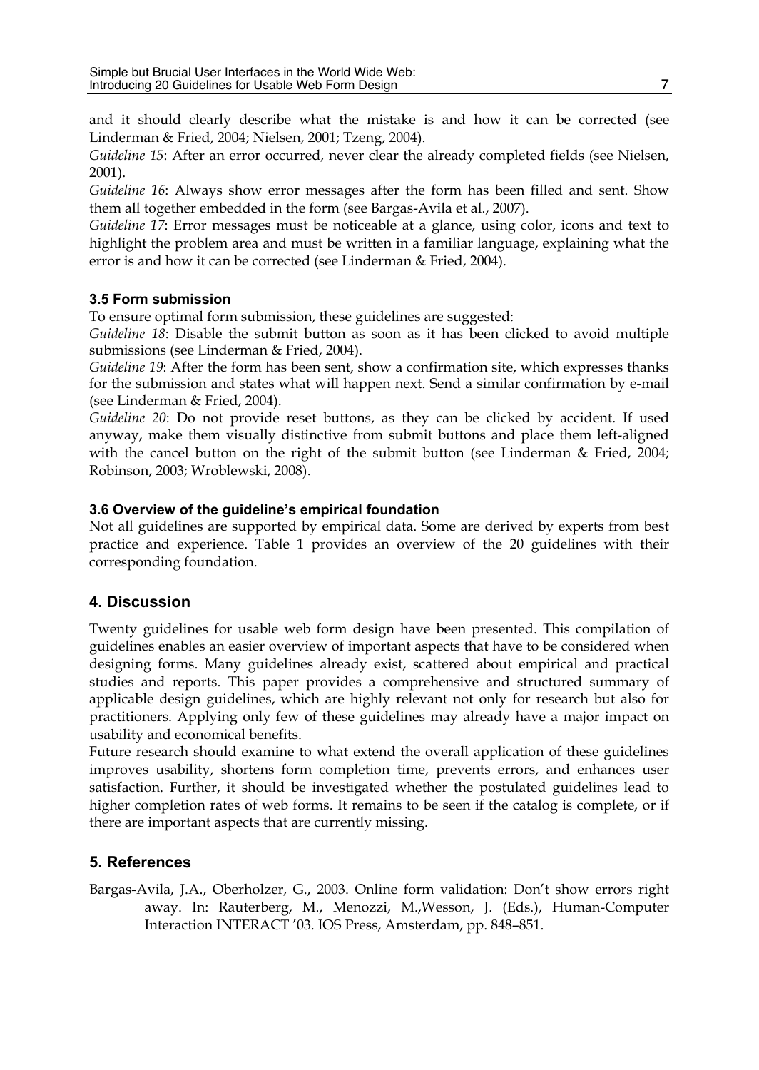and it should clearly describe what the mistake is and how it can be corrected (see Linderman & Fried, 2004; Nielsen, 2001; Tzeng, 2004).

*Guideline 15*: After an error occurred, never clear the already completed fields (see Nielsen, 2001).

*Guideline 16*: Always show error messages after the form has been filled and sent. Show them all together embedded in the form (see Bargas-Avila et al., 2007).

*Guideline 17*: Error messages must be noticeable at a glance, using color, icons and text to highlight the problem area and must be written in a familiar language, explaining what the error is and how it can be corrected (see Linderman & Fried, 2004).

### 3.5 Form submission

To ensure optimal form submission, these guidelines are suggested:

*Guideline 18*: Disable the submit button as soon as it has been clicked to avoid multiple submissions (see Linderman & Fried, 2004).

*Guideline 19*: After the form has been sent, show a confirmation site, which expresses thanks for the submission and states what will happen next. Send a similar confirmation by e-mail (see Linderman & Fried, 2004).

*Guideline 20*: Do not provide reset buttons, as they can be clicked by accident. If used anyway, make them visually distinctive from submit buttons and place them left-aligned with the cancel button on the right of the submit button (see Linderman & Fried, 2004; Robinson, 2003; Wroblewski, 2008).

### 3.6 Overview of the guideline's empirical foundation

Not all guidelines are supported by empirical data. Some are derived by experts from best practice and experience. Table 1 provides an overview of the 20 guidelines with their corresponding foundation.

## 4. Discussion

Twenty guidelines for usable web form design have been presented. This compilation of guidelines enables an easier overview of important aspects that have to be considered when designing forms. Many guidelines already exist, scattered about empirical and practical studies and reports. This paper provides a comprehensive and structured summary of applicable design guidelines, which are highly relevant not only for research but also for practitioners. Applying only few of these guidelines may already have a major impact on usability and economical benefits.

Future research should examine to what extend the overall application of these guidelines improves usability, shortens form completion time, prevents errors, and enhances user satisfaction. Further, it should be investigated whether the postulated guidelines lead to higher completion rates of web forms. It remains to be seen if the catalog is complete, or if there are important aspects that are currently missing.

## 5. References

Bargas-Avila, J.A., Oberholzer, G., 2003. Online form validation: Don't show errors right away. In: Rauterberg, M., Menozzi, M.,Wesson, J. (Eds.), Human-Computer Interaction INTERACT '03. IOS Press, Amsterdam, pp. 848–851.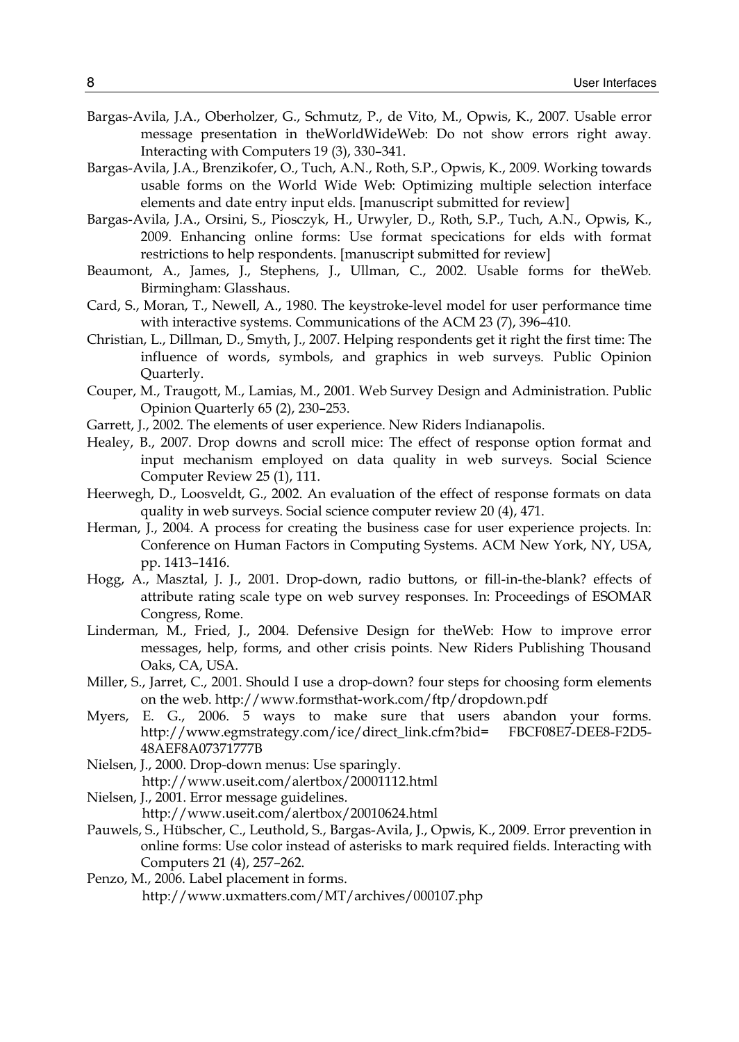Bargas-Avila, J.A., Oberholzer, G., Schmutz, P., de Vito, M., Opwis, K., 2007. Usable error message presentation in theWorldWideWeb: Do not show errors right away. Interacting with Computers 19 (3), 330–341.

Bargas-Avila, J.A., Brenzikofer, O., Tuch, A.N., Roth, S.P., Opwis, K., 2009. Working towards usable forms on the World Wide Web: Optimizing multiple selection interface elements and date entry input elds. [manuscript submitted for review]

Bargas-Avila, J.A., Orsini, S., Piosczyk, H., Urwyler, D., Roth, S.P., Tuch, A.N., Opwis, K., 2009. Enhancing online forms: Use format specications for elds with format restrictions to help respondents. [manuscript submitted for review]

Beaumont, A., James, J., Stephens, J., Ullman, C., 2002. Usable forms for theWeb. Birmingham: Glasshaus.

Card, S., Moran, T., Newell, A., 1980. The keystroke-level model for user performance time with interactive systems. Communications of the ACM 23 (7), 396–410.

Christian, L., Dillman, D., Smyth, J., 2007. Helping respondents get it right the first time: The influence of words, symbols, and graphics in web surveys. Public Opinion Quarterly.

Couper, M., Traugott, M., Lamias, M., 2001. Web Survey Design and Administration. Public Opinion Quarterly 65 (2), 230–253.

Garrett, J., 2002. The elements of user experience. New Riders Indianapolis.

Healey, B., 2007. Drop downs and scroll mice: The effect of response option format and input mechanism employed on data quality in web surveys. Social Science Computer Review 25 (1), 111.

Heerwegh, D., Loosveldt, G., 2002. An evaluation of the effect of response formats on data quality in web surveys. Social science computer review 20 (4), 471.

Herman, J., 2004. A process for creating the business case for user experience projects. In: Conference on Human Factors in Computing Systems. ACM New York, NY, USA, pp. 1413–1416.

Hogg, A., Masztal, J. J., 2001. Drop-down, radio buttons, or fill-in-the-blank? effects of attribute rating scale type on web survey responses. In: Proceedings of ESOMAR Congress, Rome.

Linderman, M., Fried, J., 2004. Defensive Design for theWeb: How to improve error messages, help, forms, and other crisis points. New Riders Publishing Thousand Oaks, CA, USA.

Miller, S., Jarret, C., 2001. Should I use a drop-down? four steps for choosing form elements on the web. http://www.formsthat-work.com/ftp/dropdown.pdf

Myers, E. G., 2006. 5 ways to make sure that users abandon your forms. http://www.egmstrategy.com/ice/direct_link.cfm?bid= FBCF08E7-DEE8-F2D5-48AEF8A07371777B

Nielsen, J., 2000. Drop-down menus: Use sparingly. http://www.useit.com/alertbox/20001112.html

Nielsen, J., 2001. Error message guidelines. http://www.useit.com/alertbox/20010624.html

Pauwels, S., Hübscher, C., Leuthold, S., Bargas-Avila, J., Opwis, K., 2009. Error prevention in online forms: Use color instead of asterisks to mark required fields. Interacting with Computers 21 (4), 257–262.

Penzo, M., 2006. Label placement in forms. http://www.uxmatters.com/MT/archives/000107.php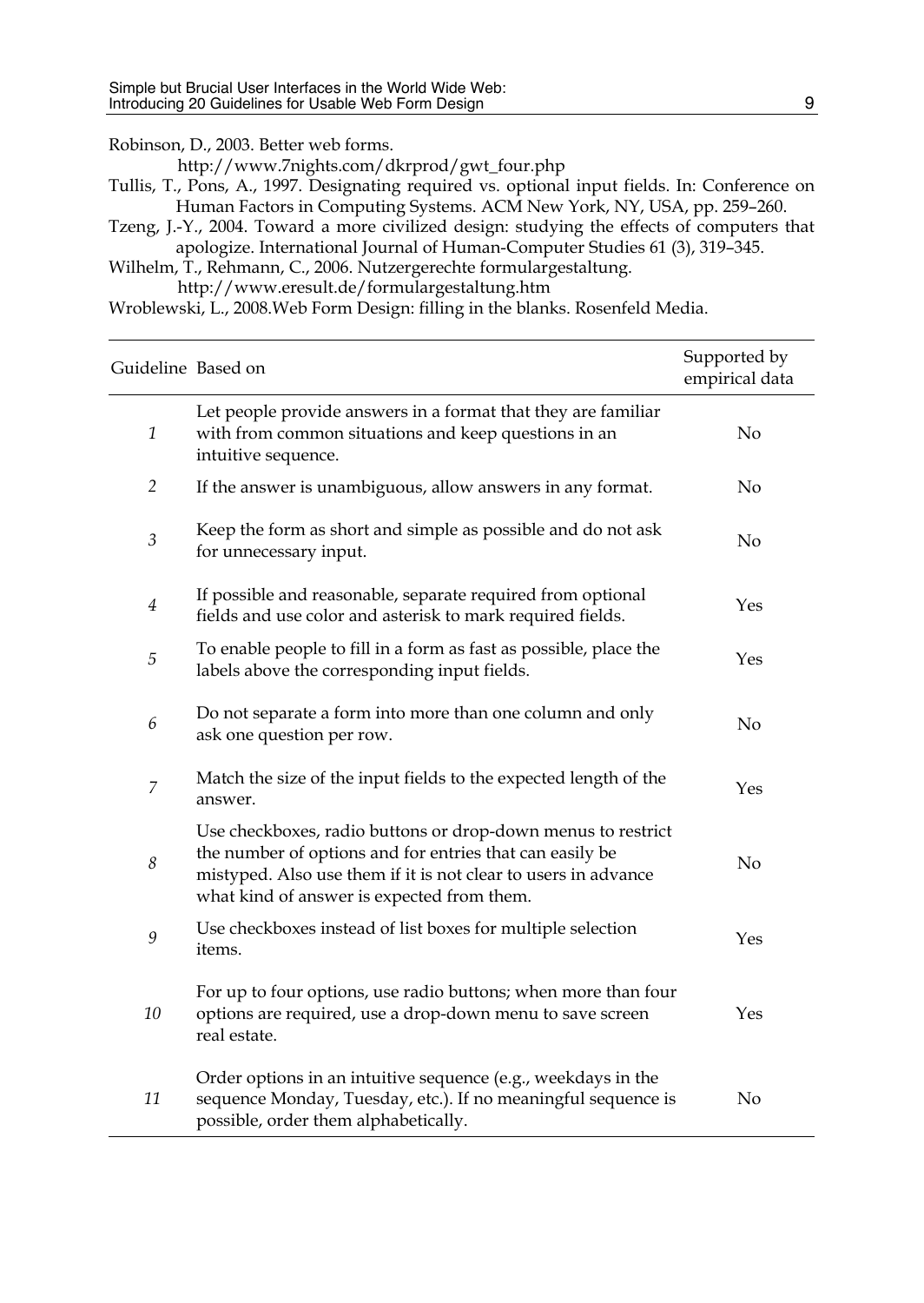Robinson, D., 2003. Better web forms. http://www.7nights.com/dkrprod/gwt_four.php

Tullis, T., Pons, A., 1997. Designating required vs. optional input fields. In: Conference on Human Factors in Computing Systems. ACM New York, NY, USA, pp. 259–260.

Tzeng, J.-Y., 2004. Toward a more civilized design: studying the effects of computers that apologize. International Journal of Human-Computer Studies 61 (3), 319–345.

Wilhelm, T., Rehmann, C., 2006. Nutzergerechte formulargestaltung. http://www.eresult.de/formulargestaltung.htm

Wroblewski, L., 2008.Web Form Design: filling in the blanks. Rosenfeld Media.

| Guideline | Based on | Supported by empirical data |
|---|---|---|
| *1* | Let people provide answers in a format that they are familiar with from common situations and keep questions in an intuitive sequence. | No |
| *2* | If the answer is unambiguous, allow answers in any format. | No |
| *3* | Keep the form as short and simple as possible and do not ask for unnecessary input. | No |
| *4* | If possible and reasonable, separate required from optional fields and use color and asterisk to mark required fields. | Yes |
| *5* | To enable people to fill in a form as fast as possible, place the labels above the corresponding input fields. | Yes |
| *6* | Do not separate a form into more than one column and only ask one question per row. | No |
| *7* | Match the size of the input fields to the expected length of the answer. | Yes |
| *8* | Use checkboxes, radio buttons or drop-down menus to restrict the number of options and for entries that can easily be mistyped. Also use them if it is not clear to users in advance what kind of answer is expected from them. | No |
| *9* | Use checkboxes instead of list boxes for multiple selection items. | Yes |
| *10* | For up to four options, use radio buttons; when more than four options are required, use a drop-down menu to save screen real estate. | Yes |
| *11* | Order options in an intuitive sequence (e.g., weekdays in the sequence Monday, Tuesday, etc.). If no meaningful sequence is possible, order them alphabetically. | No |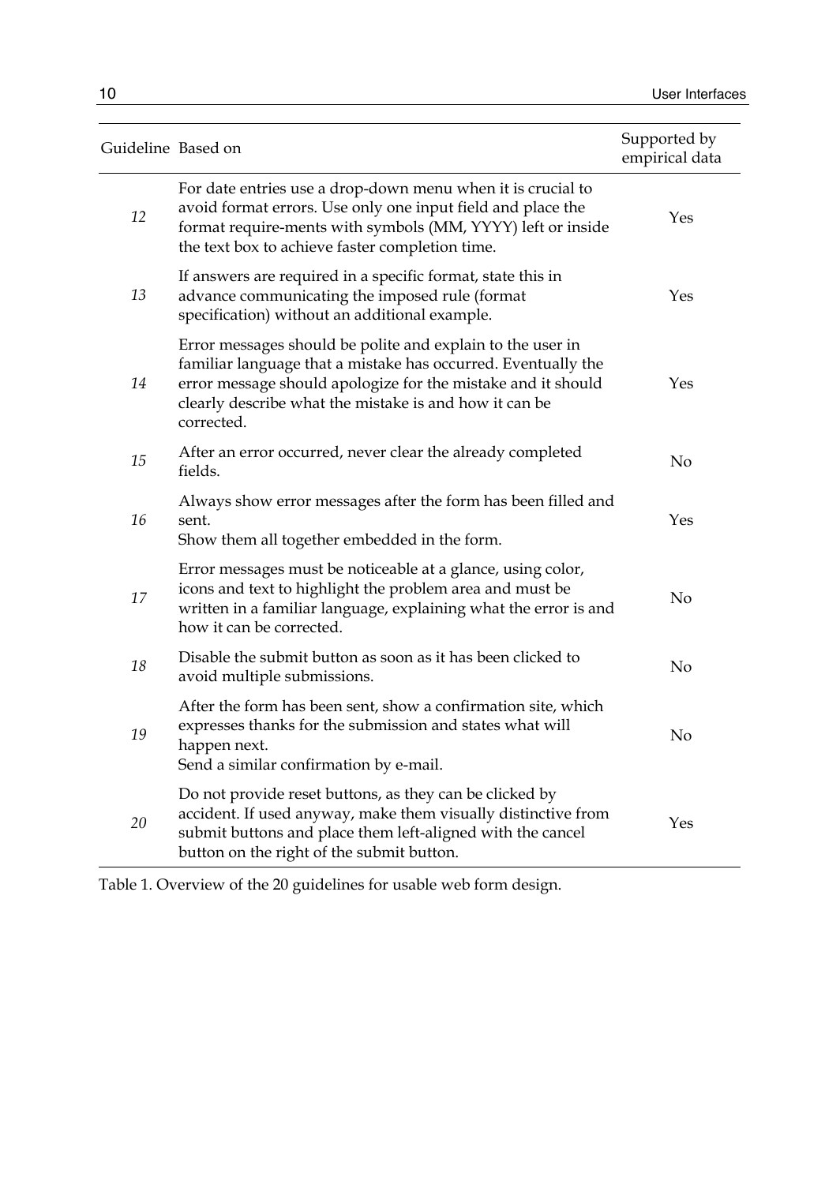| Guideline | Based on | Supported by empirical data |
|---|---|---|
| *12* | For date entries use a drop-down menu when it is crucial to avoid format errors. Use only one input field and place the format require-ments with symbols (MM, YYYY) left or inside the text box to achieve faster completion time. | Yes |
| *13* | If answers are required in a specific format, state this in advance communicating the imposed rule (format specification) without an additional example. | Yes |
| *14* | Error messages should be polite and explain to the user in familiar language that a mistake has occurred. Eventually the error message should apologize for the mistake and it should clearly describe what the mistake is and how it can be corrected. | Yes |
| *15* | After an error occurred, never clear the already completed fields. | No |
| *16* | Always show error messages after the form has been filled and sent.<br>Show them all together embedded in the form. | Yes |
| *17* | Error messages must be noticeable at a glance, using color, icons and text to highlight the problem area and must be written in a familiar language, explaining what the error is and how it can be corrected. | No |
| *18* | Disable the submit button as soon as it has been clicked to avoid multiple submissions. | No |
| *19* | After the form has been sent, show a confirmation site, which expresses thanks for the submission and states what will happen next.<br>Send a similar confirmation by e-mail. | No |
| *20* | Do not provide reset buttons, as they can be clicked by accident. If used anyway, make them visually distinctive from submit buttons and place them left-aligned with the cancel button on the right of the submit button. | Yes |

Table 1. Overview of the 20 guidelines for usable web form design.